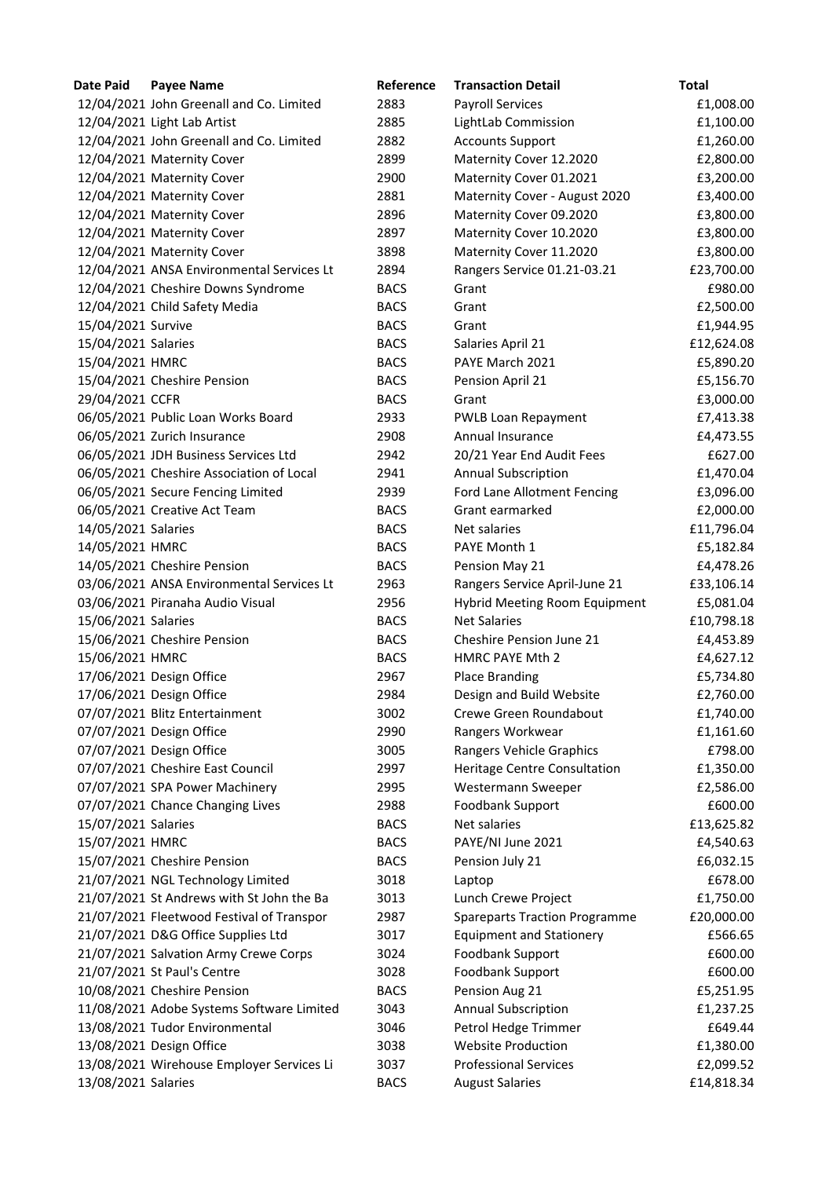| Date Paid | Payee Name | Reference | Transaction Detail | Total |
|---|---|---|---|---|
| 12/04/2021 | John Greenall and Co. Limited | 2883 | Payroll Services | £1,008.00 |
| 12/04/2021 | Light Lab Artist | 2885 | LightLab Commission | £1,100.00 |
| 12/04/2021 | John Greenall and Co. Limited | 2882 | Accounts Support | £1,260.00 |
| 12/04/2021 | Maternity Cover | 2899 | Maternity Cover 12.2020 | £2,800.00 |
| 12/04/2021 | Maternity Cover | 2900 | Maternity Cover 01.2021 | £3,200.00 |
| 12/04/2021 | Maternity Cover | 2881 | Maternity Cover - August 2020 | £3,400.00 |
| 12/04/2021 | Maternity Cover | 2896 | Maternity Cover 09.2020 | £3,800.00 |
| 12/04/2021 | Maternity Cover | 2897 | Maternity Cover 10.2020 | £3,800.00 |
| 12/04/2021 | Maternity Cover | 3898 | Maternity Cover 11.2020 | £3,800.00 |
| 12/04/2021 | ANSA Environmental Services Lt | 2894 | Rangers Service 01.21-03.21 | £23,700.00 |
| 12/04/2021 | Cheshire Downs Syndrome | BACS | Grant | £980.00 |
| 12/04/2021 | Child Safety Media | BACS | Grant | £2,500.00 |
| 15/04/2021 | Survive | BACS | Grant | £1,944.95 |
| 15/04/2021 | Salaries | BACS | Salaries April 21 | £12,624.08 |
| 15/04/2021 | HMRC | BACS | PAYE March 2021 | £5,890.20 |
| 15/04/2021 | Cheshire Pension | BACS | Pension April 21 | £5,156.70 |
| 29/04/2021 | CCFR | BACS | Grant | £3,000.00 |
| 06/05/2021 | Public Loan Works Board | 2933 | PWLB Loan Repayment | £7,413.38 |
| 06/05/2021 | Zurich Insurance | 2908 | Annual Insurance | £4,473.55 |
| 06/05/2021 | JDH Business Services Ltd | 2942 | 20/21 Year End Audit Fees | £627.00 |
| 06/05/2021 | Cheshire Association of Local | 2941 | Annual Subscription | £1,470.04 |
| 06/05/2021 | Secure Fencing Limited | 2939 | Ford Lane Allotment Fencing | £3,096.00 |
| 06/05/2021 | Creative Act Team | BACS | Grant earmarked | £2,000.00 |
| 14/05/2021 | Salaries | BACS | Net salaries | £11,796.04 |
| 14/05/2021 | HMRC | BACS | PAYE Month 1 | £5,182.84 |
| 14/05/2021 | Cheshire Pension | BACS | Pension May 21 | £4,478.26 |
| 03/06/2021 | ANSA Environmental Services Lt | 2963 | Rangers Service April-June 21 | £33,106.14 |
| 03/06/2021 | Piranaha Audio Visual | 2956 | Hybrid Meeting Room Equipment | £5,081.04 |
| 15/06/2021 | Salaries | BACS | Net Salaries | £10,798.18 |
| 15/06/2021 | Cheshire Pension | BACS | Cheshire Pension June 21 | £4,453.89 |
| 15/06/2021 | HMRC | BACS | HMRC PAYE Mth 2 | £4,627.12 |
| 17/06/2021 | Design Office | 2967 | Place Branding | £5,734.80 |
| 17/06/2021 | Design Office | 2984 | Design and Build Website | £2,760.00 |
| 07/07/2021 | Blitz Entertainment | 3002 | Crewe Green Roundabout | £1,740.00 |
| 07/07/2021 | Design Office | 2990 | Rangers Workwear | £1,161.60 |
| 07/07/2021 | Design Office | 3005 | Rangers Vehicle Graphics | £798.00 |
| 07/07/2021 | Cheshire East Council | 2997 | Heritage Centre Consultation | £1,350.00 |
| 07/07/2021 | SPA Power Machinery | 2995 | Westermann Sweeper | £2,586.00 |
| 07/07/2021 | Chance Changing Lives | 2988 | Foodbank Support | £600.00 |
| 15/07/2021 | Salaries | BACS | Net salaries | £13,625.82 |
| 15/07/2021 | HMRC | BACS | PAYE/NI June 2021 | £4,540.63 |
| 15/07/2021 | Cheshire Pension | BACS | Pension July 21 | £6,032.15 |
| 21/07/2021 | NGL Technology Limited | 3018 | Laptop | £678.00 |
| 21/07/2021 | St Andrews with St John the Ba | 3013 | Lunch Crewe Project | £1,750.00 |
| 21/07/2021 | Fleetwood Festival of Transpor | 2987 | Spareparts Traction Programme | £20,000.00 |
| 21/07/2021 | D&G Office Supplies Ltd | 3017 | Equipment and Stationery | £566.65 |
| 21/07/2021 | Salvation Army Crewe Corps | 3024 | Foodbank Support | £600.00 |
| 21/07/2021 | St Paul's Centre | 3028 | Foodbank Support | £600.00 |
| 10/08/2021 | Cheshire Pension | BACS | Pension Aug 21 | £5,251.95 |
| 11/08/2021 | Adobe Systems Software Limited | 3043 | Annual Subscription | £1,237.25 |
| 13/08/2021 | Tudor Environmental | 3046 | Petrol Hedge Trimmer | £649.44 |
| 13/08/2021 | Design Office | 3038 | Website Production | £1,380.00 |
| 13/08/2021 | Wirehouse Employer Services Li | 3037 | Professional Services | £2,099.52 |
| 13/08/2021 | Salaries | BACS | August Salaries | £14,818.34 |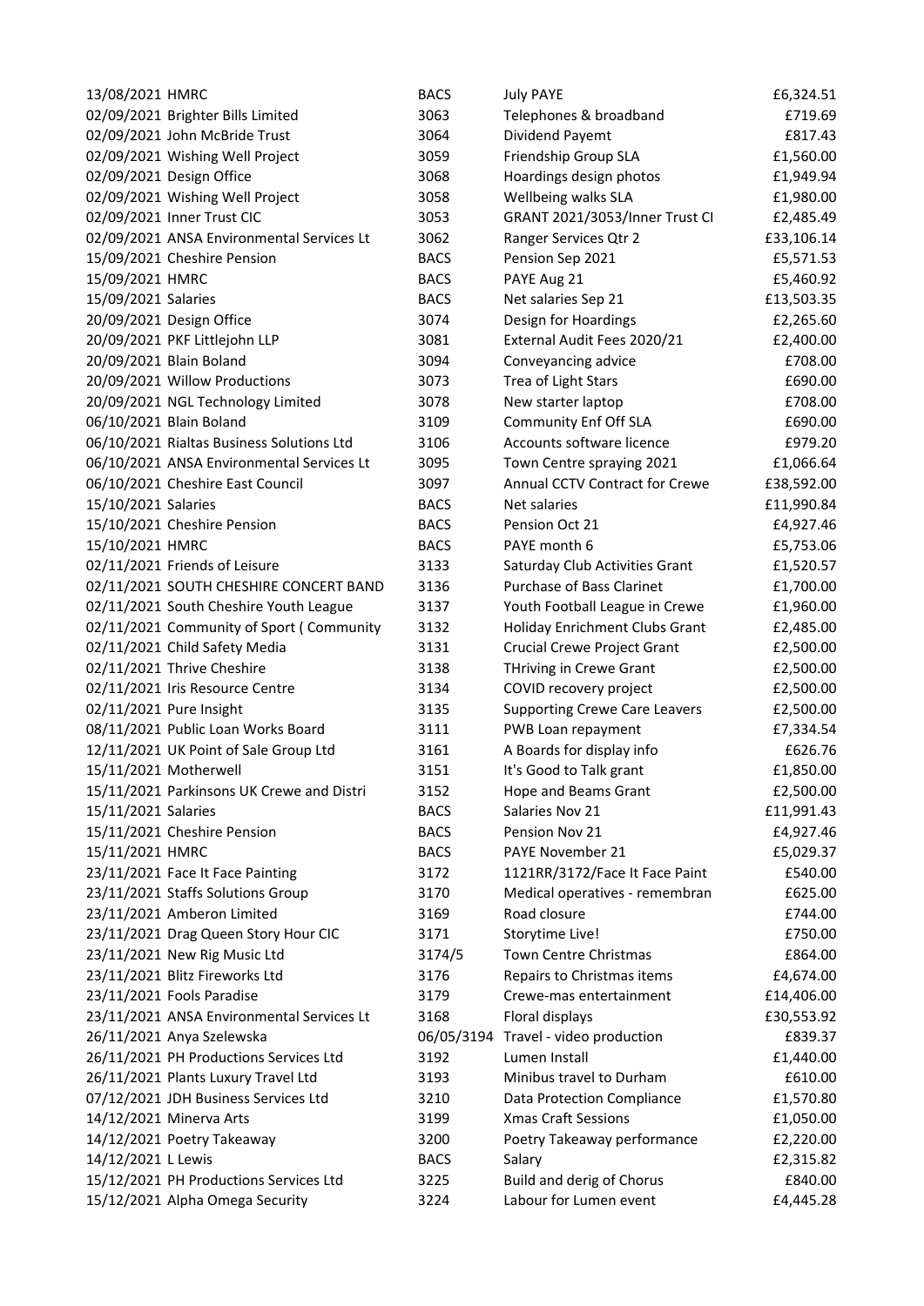| | | | | |
|---|---|---|---|---|
| 13/08/2021 | HMRC | BACS | July PAYE | £6,324.51 |
| 02/09/2021 | Brighter Bills Limited | 3063 | Telephones & broadband | £719.69 |
| 02/09/2021 | John McBride Trust | 3064 | Dividend Payemt | £817.43 |
| 02/09/2021 | Wishing Well Project | 3059 | Friendship Group SLA | £1,560.00 |
| 02/09/2021 | Design Office | 3068 | Hoardings design photos | £1,949.94 |
| 02/09/2021 | Wishing Well Project | 3058 | Wellbeing walks SLA | £1,980.00 |
| 02/09/2021 | Inner Trust CIC | 3053 | GRANT 2021/3053/Inner Trust CI | £2,485.49 |
| 02/09/2021 | ANSA Environmental Services Lt | 3062 | Ranger Services Qtr 2 | £33,106.14 |
| 15/09/2021 | Cheshire Pension | BACS | Pension Sep 2021 | £5,571.53 |
| 15/09/2021 | HMRC | BACS | PAYE Aug 21 | £5,460.92 |
| 15/09/2021 | Salaries | BACS | Net salaries Sep 21 | £13,503.35 |
| 20/09/2021 | Design Office | 3074 | Design for Hoardings | £2,265.60 |
| 20/09/2021 | PKF Littlejohn LLP | 3081 | External Audit Fees 2020/21 | £2,400.00 |
| 20/09/2021 | Blain Boland | 3094 | Conveyancing advice | £708.00 |
| 20/09/2021 | Willow Productions | 3073 | Trea of Light Stars | £690.00 |
| 20/09/2021 | NGL Technology Limited | 3078 | New starter laptop | £708.00 |
| 06/10/2021 | Blain Boland | 3109 | Community Enf Off SLA | £690.00 |
| 06/10/2021 | Rialtas Business Solutions Ltd | 3106 | Accounts software licence | £979.20 |
| 06/10/2021 | ANSA Environmental Services Lt | 3095 | Town Centre spraying 2021 | £1,066.64 |
| 06/10/2021 | Cheshire East Council | 3097 | Annual CCTV Contract for Crewe | £38,592.00 |
| 15/10/2021 | Salaries | BACS | Net salaries | £11,990.84 |
| 15/10/2021 | Cheshire Pension | BACS | Pension Oct 21 | £4,927.46 |
| 15/10/2021 | HMRC | BACS | PAYE month 6 | £5,753.06 |
| 02/11/2021 | Friends of Leisure | 3133 | Saturday Club Activities Grant | £1,520.57 |
| 02/11/2021 | SOUTH CHESHIRE CONCERT BAND | 3136 | Purchase of Bass Clarinet | £1,700.00 |
| 02/11/2021 | South Cheshire Youth League | 3137 | Youth Football League in Crewe | £1,960.00 |
| 02/11/2021 | Community of Sport ( Community | 3132 | Holiday Enrichment Clubs Grant | £2,485.00 |
| 02/11/2021 | Child Safety Media | 3131 | Crucial Crewe Project Grant | £2,500.00 |
| 02/11/2021 | Thrive Cheshire | 3138 | THriving in Crewe Grant | £2,500.00 |
| 02/11/2021 | Iris Resource Centre | 3134 | COVID recovery project | £2,500.00 |
| 02/11/2021 | Pure Insight | 3135 | Supporting Crewe Care Leavers | £2,500.00 |
| 08/11/2021 | Public Loan Works Board | 3111 | PWB Loan repayment | £7,334.54 |
| 12/11/2021 | UK Point of Sale Group Ltd | 3161 | A Boards for display info | £626.76 |
| 15/11/2021 | Motherwell | 3151 | It's Good to Talk grant | £1,850.00 |
| 15/11/2021 | Parkinsons UK Crewe and Distri | 3152 | Hope and Beams Grant | £2,500.00 |
| 15/11/2021 | Salaries | BACS | Salaries Nov 21 | £11,991.43 |
| 15/11/2021 | Cheshire Pension | BACS | Pension Nov 21 | £4,927.46 |
| 15/11/2021 | HMRC | BACS | PAYE November 21 | £5,029.37 |
| 23/11/2021 | Face It Face Painting | 3172 | 1121RR/3172/Face It Face Paint | £540.00 |
| 23/11/2021 | Staffs Solutions Group | 3170 | Medical operatives - remembran | £625.00 |
| 23/11/2021 | Amberon Limited | 3169 | Road closure | £744.00 |
| 23/11/2021 | Drag Queen Story Hour CIC | 3171 | Storytime Live! | £750.00 |
| 23/11/2021 | New Rig Music Ltd | 3174/5 | Town Centre Christmas | £864.00 |
| 23/11/2021 | Blitz Fireworks Ltd | 3176 | Repairs to Christmas items | £4,674.00 |
| 23/11/2021 | Fools Paradise | 3179 | Crewe-mas entertainment | £14,406.00 |
| 23/11/2021 | ANSA Environmental Services Lt | 3168 | Floral displays | £30,553.92 |
| 26/11/2021 | Anya Szelewska | 06/05/3194 | Travel - video production | £839.37 |
| 26/11/2021 | PH Productions Services Ltd | 3192 | Lumen Install | £1,440.00 |
| 26/11/2021 | Plants Luxury Travel Ltd | 3193 | Minibus travel to Durham | £610.00 |
| 07/12/2021 | JDH Business Services Ltd | 3210 | Data Protection Compliance | £1,570.80 |
| 14/12/2021 | Minerva Arts | 3199 | Xmas Craft Sessions | £1,050.00 |
| 14/12/2021 | Poetry Takeaway | 3200 | Poetry Takeaway performance | £2,220.00 |
| 14/12/2021 | L Lewis | BACS | Salary | £2,315.82 |
| 15/12/2021 | PH Productions Services Ltd | 3225 | Build and derig of Chorus | £840.00 |
| 15/12/2021 | Alpha Omega Security | 3224 | Labour for Lumen event | £4,445.28 |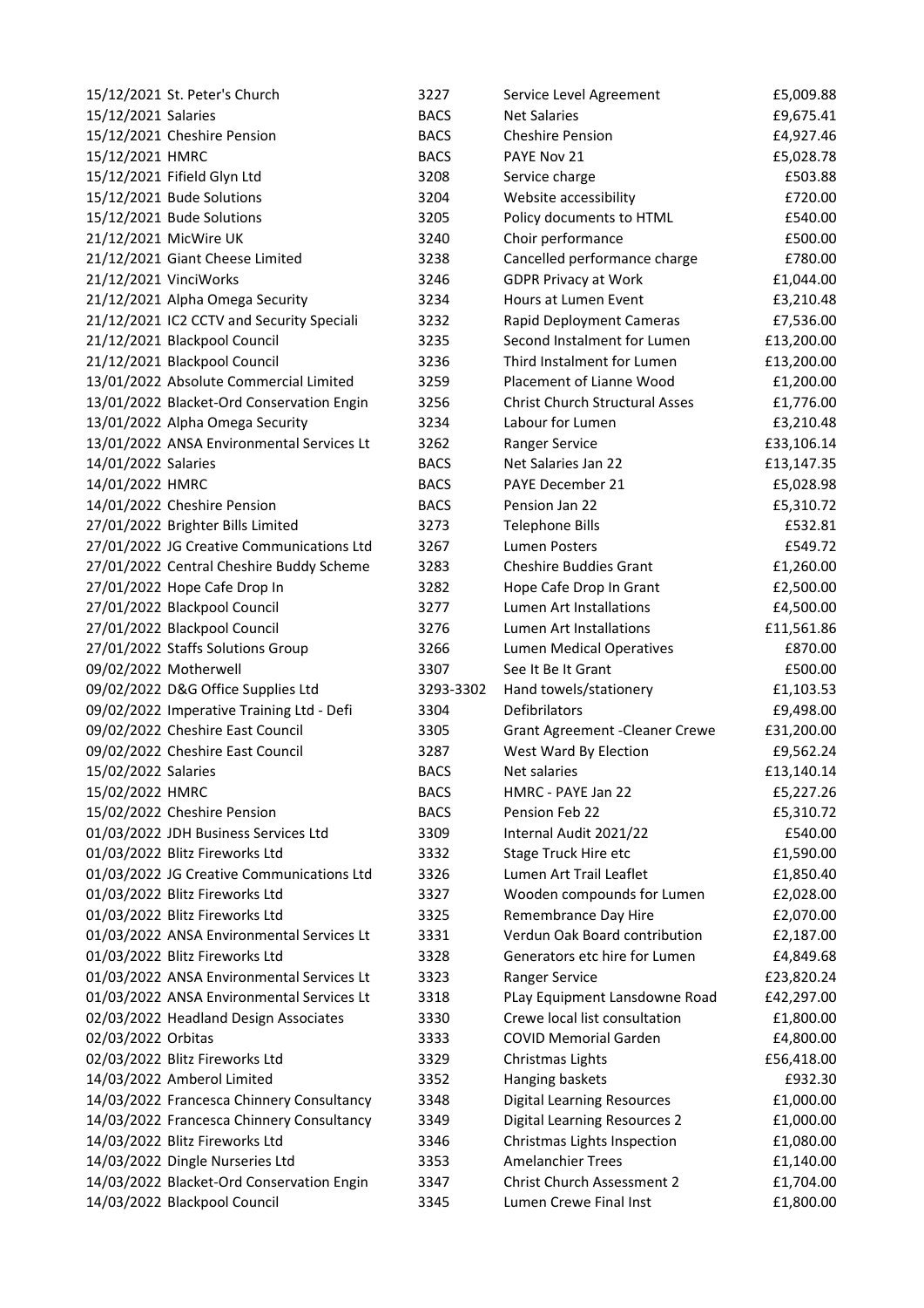| | | | | |
|---|---|---|---|---|
| 15/12/2021 | St. Peter's Church | 3227 | Service Level Agreement | £5,009.88 |
| 15/12/2021 | Salaries | BACS | Net Salaries | £9,675.41 |
| 15/12/2021 | Cheshire Pension | BACS | Cheshire Pension | £4,927.46 |
| 15/12/2021 | HMRC | BACS | PAYE Nov 21 | £5,028.78 |
| 15/12/2021 | Fifield Glyn Ltd | 3208 | Service charge | £503.88 |
| 15/12/2021 | Bude Solutions | 3204 | Website accessibility | £720.00 |
| 15/12/2021 | Bude Solutions | 3205 | Policy documents to HTML | £540.00 |
| 21/12/2021 | MicWire UK | 3240 | Choir performance | £500.00 |
| 21/12/2021 | Giant Cheese Limited | 3238 | Cancelled performance charge | £780.00 |
| 21/12/2021 | VinciWorks | 3246 | GDPR Privacy at Work | £1,044.00 |
| 21/12/2021 | Alpha Omega Security | 3234 | Hours at Lumen Event | £3,210.48 |
| 21/12/2021 | IC2 CCTV and Security Speciali | 3232 | Rapid Deployment Cameras | £7,536.00 |
| 21/12/2021 | Blackpool Council | 3235 | Second Instalment for Lumen | £13,200.00 |
| 21/12/2021 | Blackpool Council | 3236 | Third Instalment for Lumen | £13,200.00 |
| 13/01/2022 | Absolute Commercial Limited | 3259 | Placement of Lianne Wood | £1,200.00 |
| 13/01/2022 | Blacket-Ord Conservation Engin | 3256 | Christ Church Structural Asses | £1,776.00 |
| 13/01/2022 | Alpha Omega Security | 3234 | Labour for Lumen | £3,210.48 |
| 13/01/2022 | ANSA Environmental Services Lt | 3262 | Ranger Service | £33,106.14 |
| 14/01/2022 | Salaries | BACS | Net Salaries Jan 22 | £13,147.35 |
| 14/01/2022 | HMRC | BACS | PAYE December 21 | £5,028.98 |
| 14/01/2022 | Cheshire Pension | BACS | Pension Jan 22 | £5,310.72 |
| 27/01/2022 | Brighter Bills Limited | 3273 | Telephone Bills | £532.81 |
| 27/01/2022 | JG Creative Communications Ltd | 3267 | Lumen Posters | £549.72 |
| 27/01/2022 | Central Cheshire Buddy Scheme | 3283 | Cheshire Buddies Grant | £1,260.00 |
| 27/01/2022 | Hope Cafe Drop In | 3282 | Hope Cafe Drop In Grant | £2,500.00 |
| 27/01/2022 | Blackpool Council | 3277 | Lumen Art Installations | £4,500.00 |
| 27/01/2022 | Blackpool Council | 3276 | Lumen Art Installations | £11,561.86 |
| 27/01/2022 | Staffs Solutions Group | 3266 | Lumen Medical Operatives | £870.00 |
| 09/02/2022 | Motherwell | 3307 | See It Be It Grant | £500.00 |
| 09/02/2022 | D&G Office Supplies Ltd | 3293-3302 | Hand towels/stationery | £1,103.53 |
| 09/02/2022 | Imperative Training Ltd - Defi | 3304 | Defibrilators | £9,498.00 |
| 09/02/2022 | Cheshire East Council | 3305 | Grant Agreement -Cleaner Crewe | £31,200.00 |
| 09/02/2022 | Cheshire East Council | 3287 | West Ward By Election | £9,562.24 |
| 15/02/2022 | Salaries | BACS | Net salaries | £13,140.14 |
| 15/02/2022 | HMRC | BACS | HMRC - PAYE Jan 22 | £5,227.26 |
| 15/02/2022 | Cheshire Pension | BACS | Pension Feb 22 | £5,310.72 |
| 01/03/2022 | JDH Business Services Ltd | 3309 | Internal Audit 2021/22 | £540.00 |
| 01/03/2022 | Blitz Fireworks Ltd | 3332 | Stage Truck Hire etc | £1,590.00 |
| 01/03/2022 | JG Creative Communications Ltd | 3326 | Lumen Art Trail Leaflet | £1,850.40 |
| 01/03/2022 | Blitz Fireworks Ltd | 3327 | Wooden compounds for Lumen | £2,028.00 |
| 01/03/2022 | Blitz Fireworks Ltd | 3325 | Remembrance Day Hire | £2,070.00 |
| 01/03/2022 | ANSA Environmental Services Lt | 3331 | Verdun Oak Board contribution | £2,187.00 |
| 01/03/2022 | Blitz Fireworks Ltd | 3328 | Generators etc hire for Lumen | £4,849.68 |
| 01/03/2022 | ANSA Environmental Services Lt | 3323 | Ranger Service | £23,820.24 |
| 01/03/2022 | ANSA Environmental Services Lt | 3318 | PLay Equipment Lansdowne Road | £42,297.00 |
| 02/03/2022 | Headland Design Associates | 3330 | Crewe local list consultation | £1,800.00 |
| 02/03/2022 | Orbitas | 3333 | COVID Memorial Garden | £4,800.00 |
| 02/03/2022 | Blitz Fireworks Ltd | 3329 | Christmas Lights | £56,418.00 |
| 14/03/2022 | Amberol Limited | 3352 | Hanging baskets | £932.30 |
| 14/03/2022 | Francesca Chinnery Consultancy | 3348 | Digital Learning Resources | £1,000.00 |
| 14/03/2022 | Francesca Chinnery Consultancy | 3349 | Digital Learning Resources 2 | £1,000.00 |
| 14/03/2022 | Blitz Fireworks Ltd | 3346 | Christmas Lights Inspection | £1,080.00 |
| 14/03/2022 | Dingle Nurseries Ltd | 3353 | Amelanchier Trees | £1,140.00 |
| 14/03/2022 | Blacket-Ord Conservation Engin | 3347 | Christ Church Assessment 2 | £1,704.00 |
| 14/03/2022 | Blackpool Council | 3345 | Lumen Crewe Final Inst | £1,800.00 |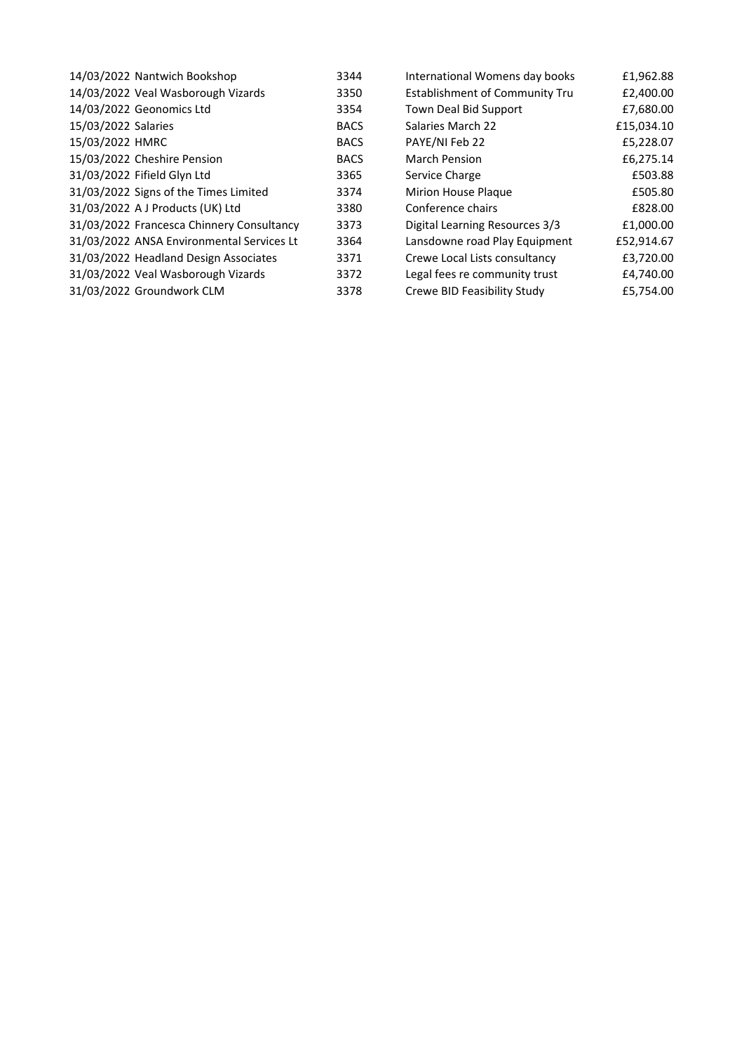| | | | | |
|---|---|---|---|---|
| 14/03/2022 | Nantwich Bookshop | 3344 | International Womens day books | £1,962.88 |
| 14/03/2022 | Veal Wasborough Vizards | 3350 | Establishment of Community Tru | £2,400.00 |
| 14/03/2022 | Geonomics Ltd | 3354 | Town Deal Bid Support | £7,680.00 |
| 15/03/2022 | Salaries | BACS | Salaries March 22 | £15,034.10 |
| 15/03/2022 | HMRC | BACS | PAYE/NI Feb 22 | £5,228.07 |
| 15/03/2022 | Cheshire Pension | BACS | March Pension | £6,275.14 |
| 31/03/2022 | Fifield Glyn Ltd | 3365 | Service Charge | £503.88 |
| 31/03/2022 | Signs of the Times Limited | 3374 | Mirion House Plaque | £505.80 |
| 31/03/2022 | A J Products (UK) Ltd | 3380 | Conference chairs | £828.00 |
| 31/03/2022 | Francesca Chinnery Consultancy | 3373 | Digital Learning Resources 3/3 | £1,000.00 |
| 31/03/2022 | ANSA Environmental Services Lt | 3364 | Lansdowne road Play Equipment | £52,914.67 |
| 31/03/2022 | Headland Design Associates | 3371 | Crewe Local Lists consultancy | £3,720.00 |
| 31/03/2022 | Veal Wasborough Vizards | 3372 | Legal fees re community trust | £4,740.00 |
| 31/03/2022 | Groundwork CLM | 3378 | Crewe BID Feasibility Study | £5,754.00 |